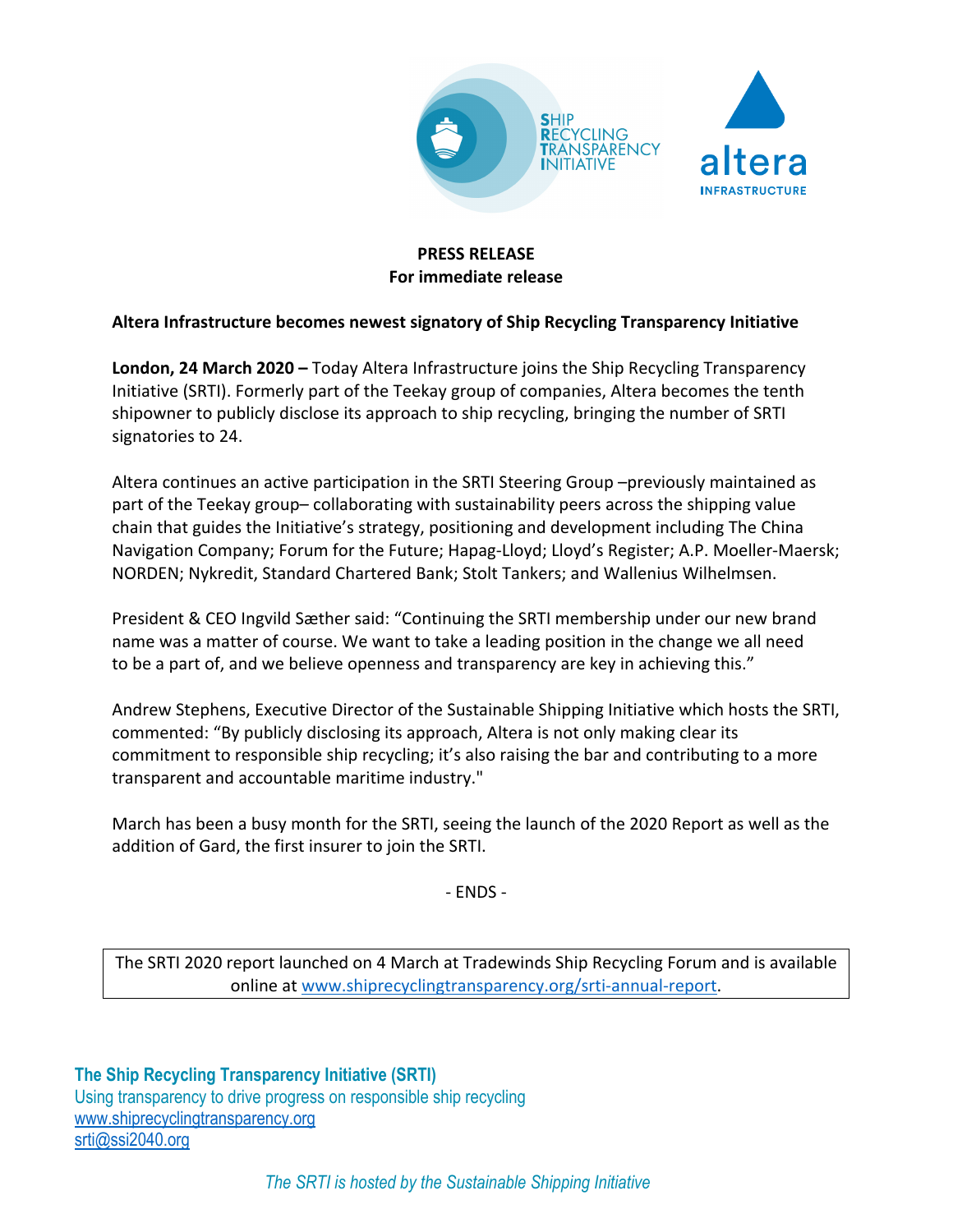**PRESS RELEASE**
**For immediate release**

**Altera Infrastructure becomes newest signatory of Ship Recycling Transparency Initiative**

**London, 24 March 2020 –** Today Altera Infrastructure joins the Ship Recycling Transparency Initiative (SRTI). Formerly part of the Teekay group of companies, Altera becomes the tenth shipowner to publicly disclose its approach to ship recycling, bringing the number of SRTI signatories to 24.

Altera continues an active participation in the SRTI Steering Group –previously maintained as part of the Teekay group– collaborating with sustainability peers across the shipping value chain that guides the Initiative's strategy, positioning and development including The China Navigation Company; Forum for the Future; Hapag-Lloyd; Lloyd's Register; A.P. Moeller-Maersk; NORDEN; Nykredit, Standard Chartered Bank; Stolt Tankers; and Wallenius Wilhelmsen.

President & CEO Ingvild Sæther said: "Continuing the SRTI membership under our new brand name was a matter of course. We want to take a leading position in the change we all need to be a part of, and we believe openness and transparency are key in achieving this."

Andrew Stephens, Executive Director of the Sustainable Shipping Initiative which hosts the SRTI, commented: "By publicly disclosing its approach, Altera is not only making clear its commitment to responsible ship recycling; it's also raising the bar and contributing to a more transparent and accountable maritime industry."

March has been a busy month for the SRTI, seeing the launch of the 2020 Report as well as the addition of Gard, the first insurer to join the SRTI.

- ENDS -

The SRTI 2020 report launched on 4 March at Tradewinds Ship Recycling Forum and is available online at www.shiprecyclingtransparency.org/srti-annual-report.

**The Ship Recycling Transparency Initiative (SRTI)**
Using transparency to drive progress on responsible ship recycling
www.shiprecyclingtransparency.org
srti@ssi2040.org

*The SRTI is hosted by the Sustainable Shipping Initiative*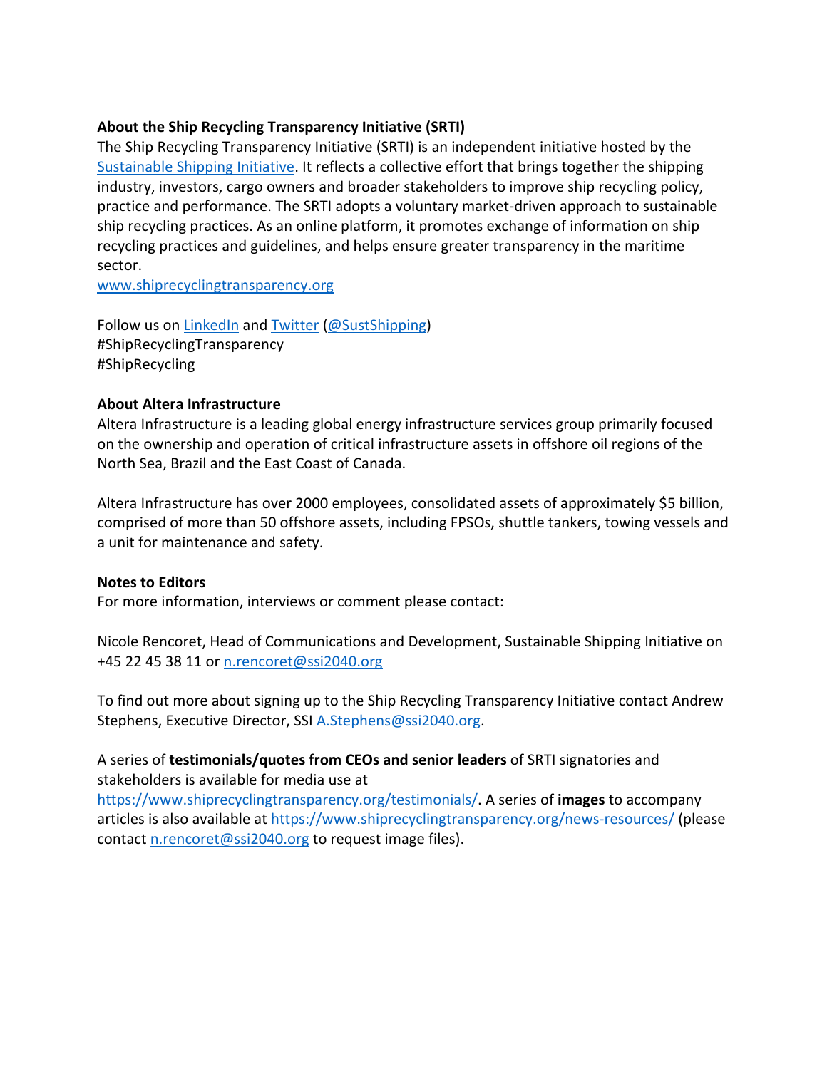**About the Ship Recycling Transparency Initiative (SRTI)**

The Ship Recycling Transparency Initiative (SRTI) is an independent initiative hosted by the Sustainable Shipping Initiative. It reflects a collective effort that brings together the shipping industry, investors, cargo owners and broader stakeholders to improve ship recycling policy, practice and performance. The SRTI adopts a voluntary market-driven approach to sustainable ship recycling practices. As an online platform, it promotes exchange of information on ship recycling practices and guidelines, and helps ensure greater transparency in the maritime sector.

www.shiprecyclingtransparency.org

Follow us on LinkedIn and Twitter (@SustShipping)
#ShipRecyclingTransparency
#ShipRecycling

**About Altera Infrastructure**

Altera Infrastructure is a leading global energy infrastructure services group primarily focused on the ownership and operation of critical infrastructure assets in offshore oil regions of the North Sea, Brazil and the East Coast of Canada.

Altera Infrastructure has over 2000 employees, consolidated assets of approximately $5 billion, comprised of more than 50 offshore assets, including FPSOs, shuttle tankers, towing vessels and a unit for maintenance and safety.

**Notes to Editors**

For more information, interviews or comment please contact:

Nicole Rencoret, Head of Communications and Development, Sustainable Shipping Initiative on +45 22 45 38 11 or n.rencoret@ssi2040.org

To find out more about signing up to the Ship Recycling Transparency Initiative contact Andrew Stephens, Executive Director, SSI A.Stephens@ssi2040.org.

A series of **testimonials/quotes from CEOs and senior leaders** of SRTI signatories and stakeholders is available for media use at https://www.shiprecyclingtransparency.org/testimonials/. A series of **images** to accompany articles is also available at https://www.shiprecyclingtransparency.org/news-resources/ (please contact n.rencoret@ssi2040.org to request image files).